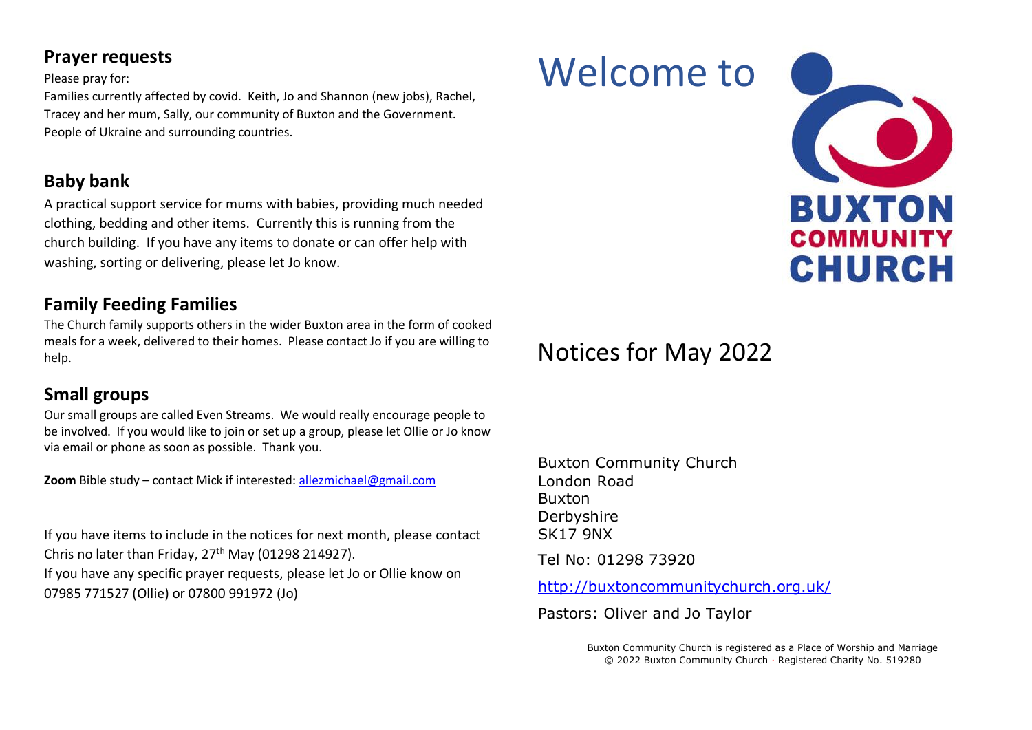## Prayer requests

Please pray for:

Families currently affected by covid. Keith, Jo and Shannon (new jobs), Rachel, Tracey and her mum, Sally, our community of Buxton and the Government. People of Ukraine and surrounding countries.

## Baby bank

A practical support service for mums with babies, providing much needed clothing, bedding and other items. Currently this is running from the church building. If you have any items to donate or can offer help with washing, sorting or delivering, please let Jo know.

## Family Feeding Families

The Church family supports others in the wider Buxton area in the form of cooked meals for a week, delivered to their homes. Please contact Jo if you are willing to help.

## Small groups

Our small groups are called Even Streams. We would really encourage people to be involved. If you would like to join or set up a group, please let Ollie or Jo know via email or phone as soon as possible. Thank you.

**Zoom** Bible study – contact Mick if interested: allezmichael@gmail.com

If you have items to include in the notices for next month, please contact Chris no later than Friday, 27th May (01298 214927).

If you have any specific prayer requests, please let Jo or Ollie know on 07985 771527 (Ollie) or 07800 991972 (Jo)

# Welcome to

**BUXTON COMMUNITY CHURCH**

# Notices for May 2022

Buxton Community Church
London Road
Buxton
Derbyshire
SK17 9NX

Tel No: 01298 73920

http://buxtoncommunitychurch.org.uk/

Pastors: Oliver and Jo Taylor

Buxton Community Church is registered as a Place of Worship and Marriage
© 2022 Buxton Community Church · Registered Charity No. 519280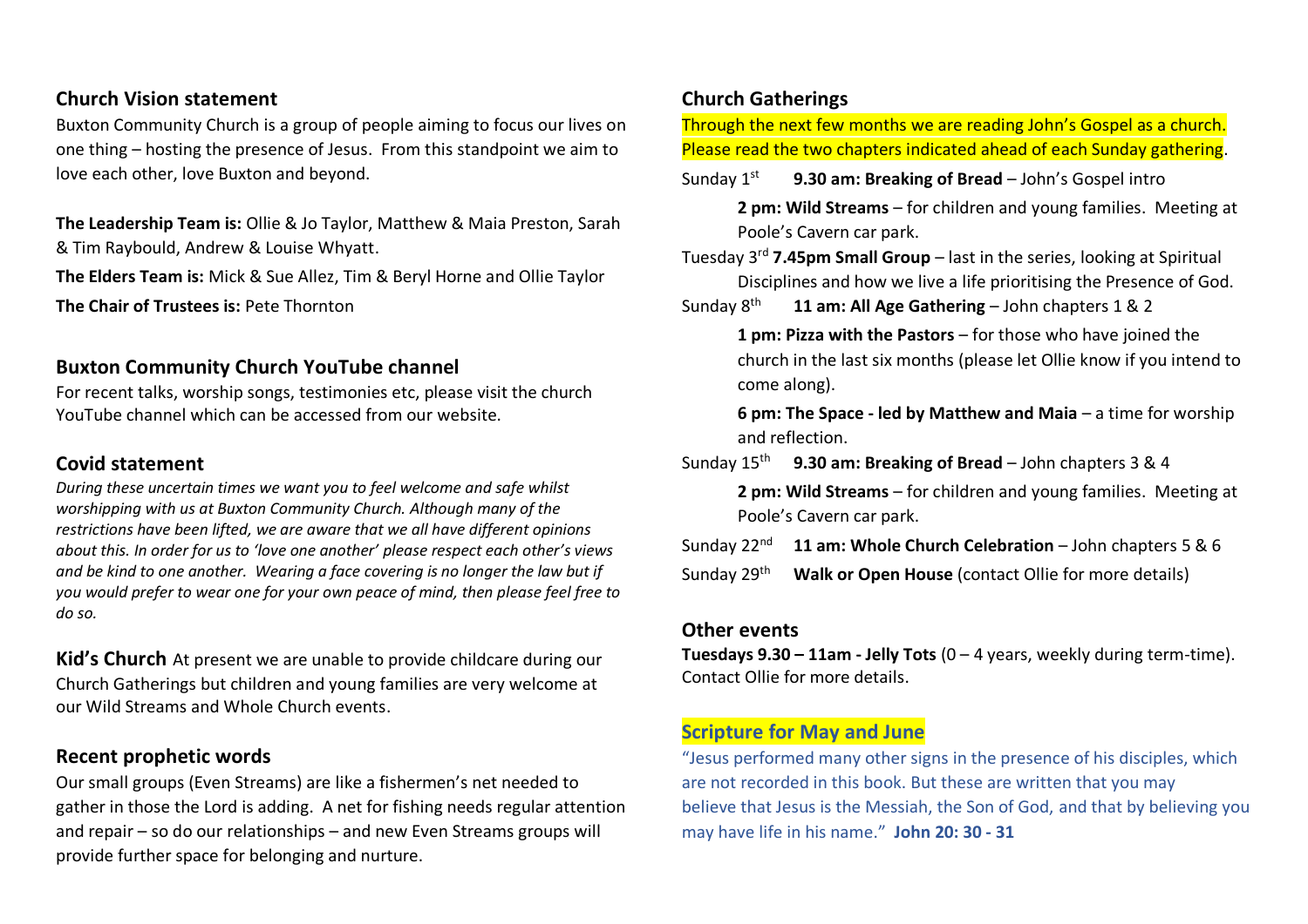## Church Vision statement

Buxton Community Church is a group of people aiming to focus our lives on one thing – hosting the presence of Jesus. From this standpoint we aim to love each other, love Buxton and beyond.

**The Leadership Team is:** Ollie & Jo Taylor, Matthew & Maia Preston, Sarah & Tim Raybould, Andrew & Louise Whyatt.

**The Elders Team is:** Mick & Sue Allez, Tim & Beryl Horne and Ollie Taylor

**The Chair of Trustees is:** Pete Thornton

## Buxton Community Church YouTube channel

For recent talks, worship songs, testimonies etc, please visit the church YouTube channel which can be accessed from our website.

## Covid statement

*During these uncertain times we want you to feel welcome and safe whilst worshipping with us at Buxton Community Church. Although many of the restrictions have been lifted, we are aware that we all have different opinions about this. In order for us to 'love one another' please respect each other's views and be kind to one another. Wearing a face covering is no longer the law but if you would prefer to wear one for your own peace of mind, then please feel free to do so.*

**Kid's Church** At present we are unable to provide childcare during our Church Gatherings but children and young families are very welcome at our Wild Streams and Whole Church events.

## Recent prophetic words

Our small groups (Even Streams) are like a fishermen's net needed to gather in those the Lord is adding. A net for fishing needs regular attention and repair – so do our relationships – and new Even Streams groups will provide further space for belonging and nurture.

## Church Gatherings

Through the next few months we are reading John's Gospel as a church. Please read the two chapters indicated ahead of each Sunday gathering.

Sunday 1st **9.30 am: Breaking of Bread** – John's Gospel intro

**2 pm: Wild Streams** – for children and young families. Meeting at Poole's Cavern car park.

Tuesday 3rd **7.45pm Small Group** – last in the series, looking at Spiritual Disciplines and how we live a life prioritising the Presence of God.

Sunday 8th **11 am: All Age Gathering** – John chapters 1 & 2

**1 pm: Pizza with the Pastors** – for those who have joined the church in the last six months (please let Ollie know if you intend to come along).

**6 pm: The Space - led by Matthew and Maia** – a time for worship and reflection.

Sunday 15th **9.30 am: Breaking of Bread** – John chapters 3 & 4

**2 pm: Wild Streams** – for children and young families. Meeting at Poole's Cavern car park.

Sunday 22nd **11 am: Whole Church Celebration** – John chapters 5 & 6

Sunday 29th **Walk or Open House** (contact Ollie for more details)

## Other events

**Tuesdays 9.30 – 11am - Jelly Tots** (0 – 4 years, weekly during term-time). Contact Ollie for more details.

## Scripture for May and June

"Jesus performed many other signs in the presence of his disciples, which are not recorded in this book. But these are written that you may believe that Jesus is the Messiah, the Son of God, and that by believing you may have life in his name." **John 20: 30 - 31**